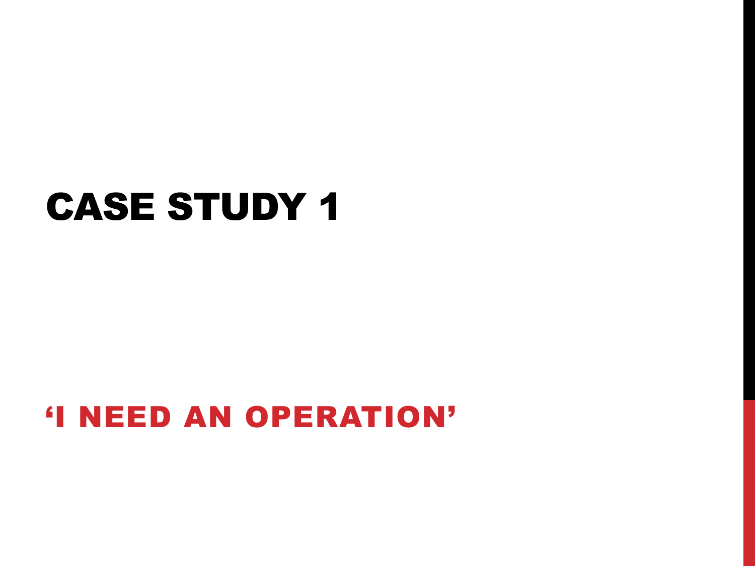# CASE STUDY 1

## 'I NEED AN OPERATION'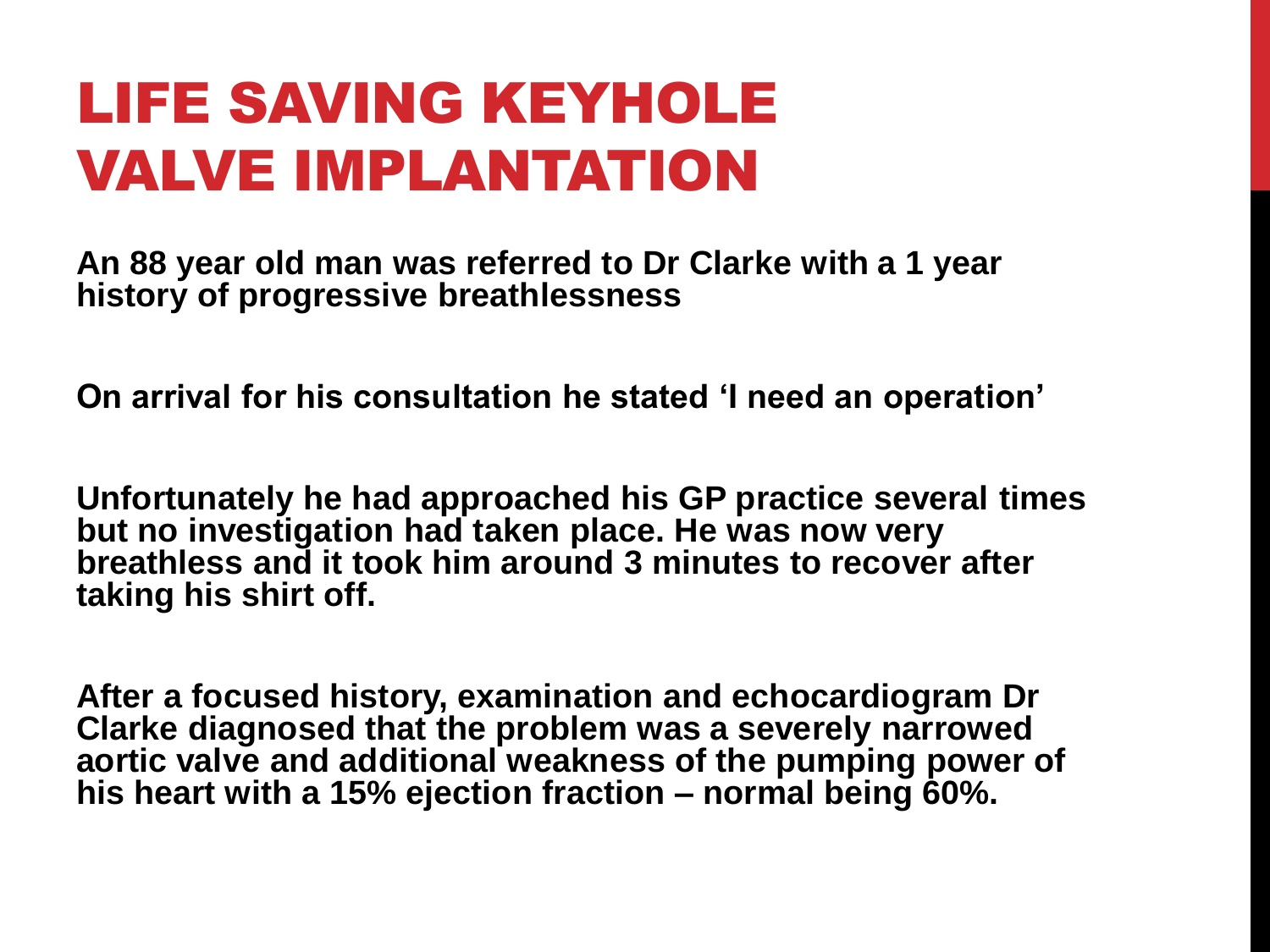# LIFE SAVING KEYHOLE VALVE IMPLANTATION

**An 88 year old man was referred to Dr Clarke with a 1 year history of progressive breathlessness**

**On arrival for his consultation he stated 'I need an operation'**

**Unfortunately he had approached his GP practice several times but no investigation had taken place. He was now very breathless and it took him around 3 minutes to recover after taking his shirt off.**

**After a focused history, examination and echocardiogram Dr Clarke diagnosed that the problem was a severely narrowed aortic valve and additional weakness of the pumping power of his heart with a 15% ejection fraction – normal being 60%.**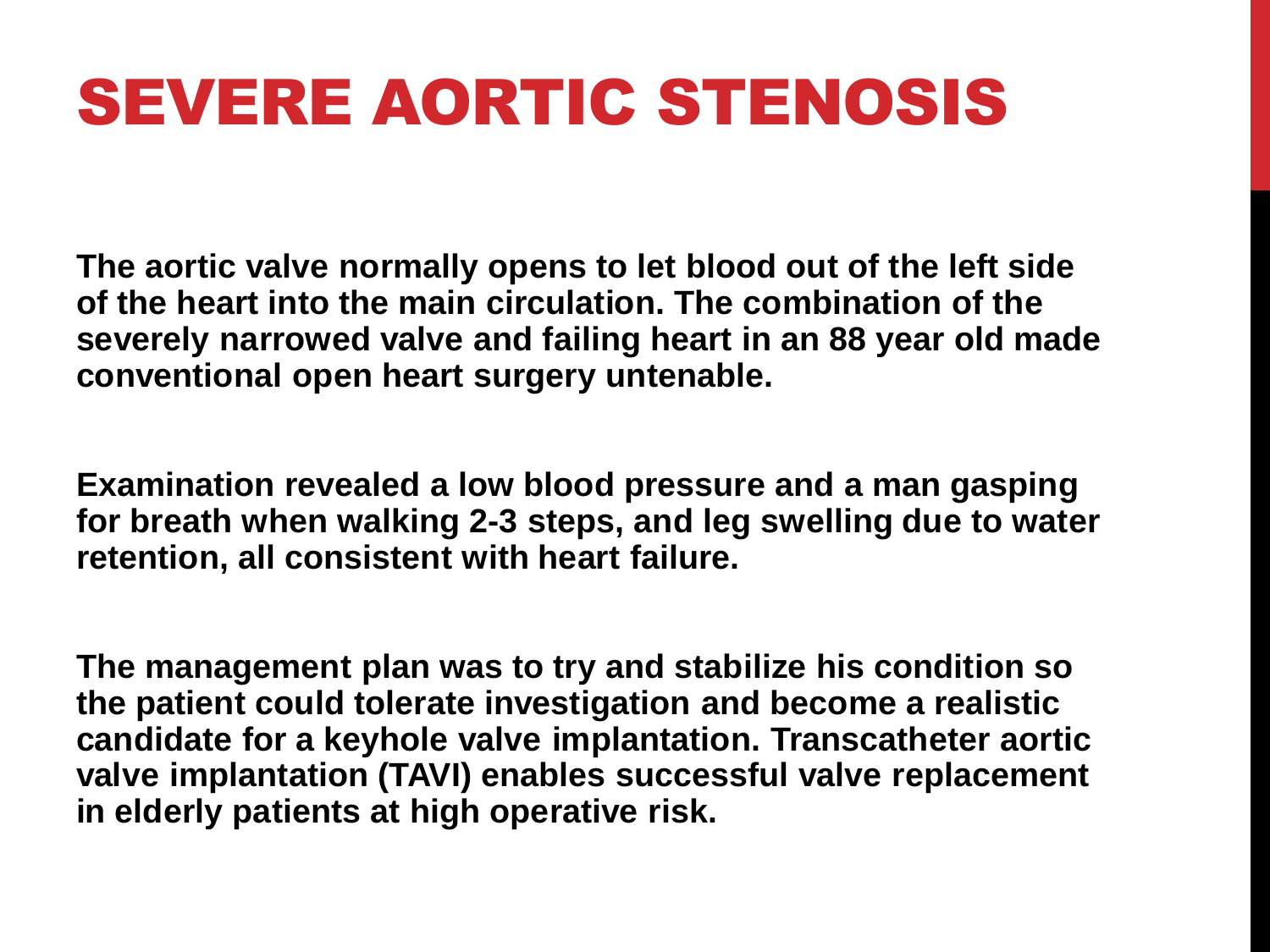# SEVERE AORTIC STENOSIS

**The aortic valve normally opens to let blood out of the left side of the heart into the main circulation. The combination of the severely narrowed valve and failing heart in an 88 year old made conventional open heart surgery untenable.**

**Examination revealed a low blood pressure and a man gasping for breath when walking 2-3 steps, and leg swelling due to water retention, all consistent with heart failure.**

**The management plan was to try and stabilize his condition so the patient could tolerate investigation and become a realistic candidate for a keyhole valve implantation. Transcatheter aortic valve implantation (TAVI) enables successful valve replacement in elderly patients at high operative risk.**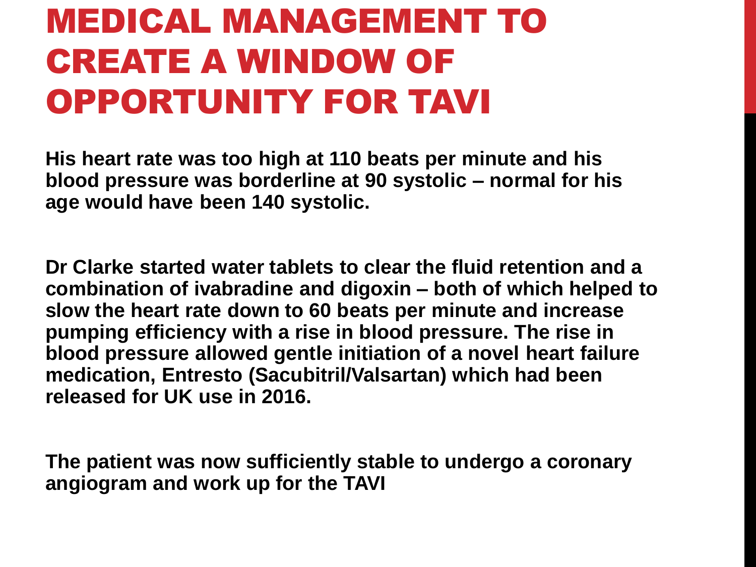# MEDICAL MANAGEMENT TO CREATE A WINDOW OF OPPORTUNITY FOR TAVI

**His heart rate was too high at 110 beats per minute and his blood pressure was borderline at 90 systolic – normal for his age would have been 140 systolic.**

**Dr Clarke started water tablets to clear the fluid retention and a combination of ivabradine and digoxin – both of which helped to slow the heart rate down to 60 beats per minute and increase pumping efficiency with a rise in blood pressure. The rise in blood pressure allowed gentle initiation of a novel heart failure medication, Entresto (Sacubitril/Valsartan) which had been released for UK use in 2016.**

**The patient was now sufficiently stable to undergo a coronary angiogram and work up for the TAVI**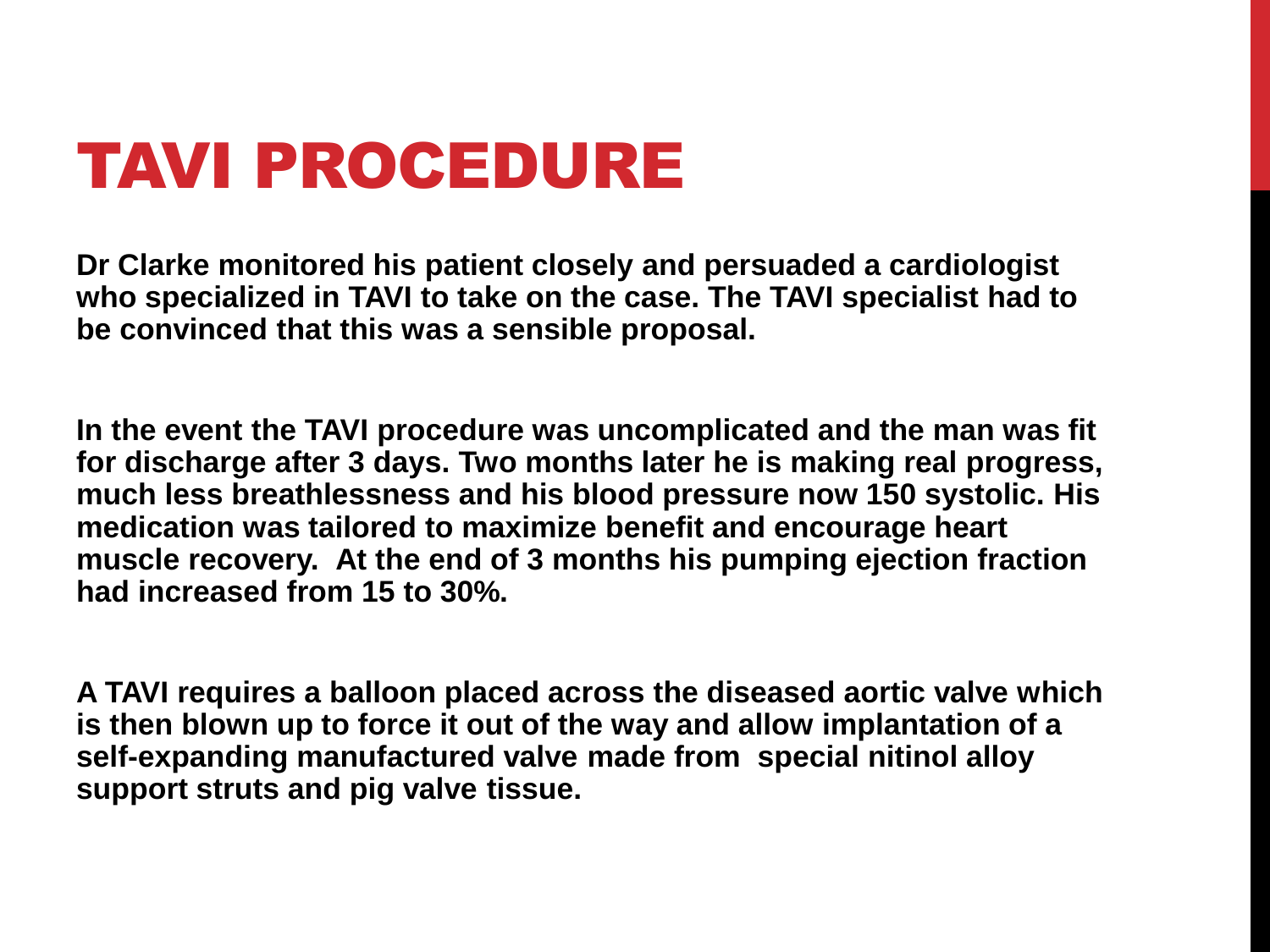# TAVI PROCEDURE

**Dr Clarke monitored his patient closely and persuaded a cardiologist who specialized in TAVI to take on the case. The TAVI specialist had to be convinced that this was a sensible proposal.**

**In the event the TAVI procedure was uncomplicated and the man was fit for discharge after 3 days. Two months later he is making real progress, much less breathlessness and his blood pressure now 150 systolic. His medication was tailored to maximize benefit and encourage heart muscle recovery. At the end of 3 months his pumping ejection fraction had increased from 15 to 30%.**

**A TAVI requires a balloon placed across the diseased aortic valve which is then blown up to force it out of the way and allow implantation of a self-expanding manufactured valve made from special nitinol alloy support struts and pig valve tissue.**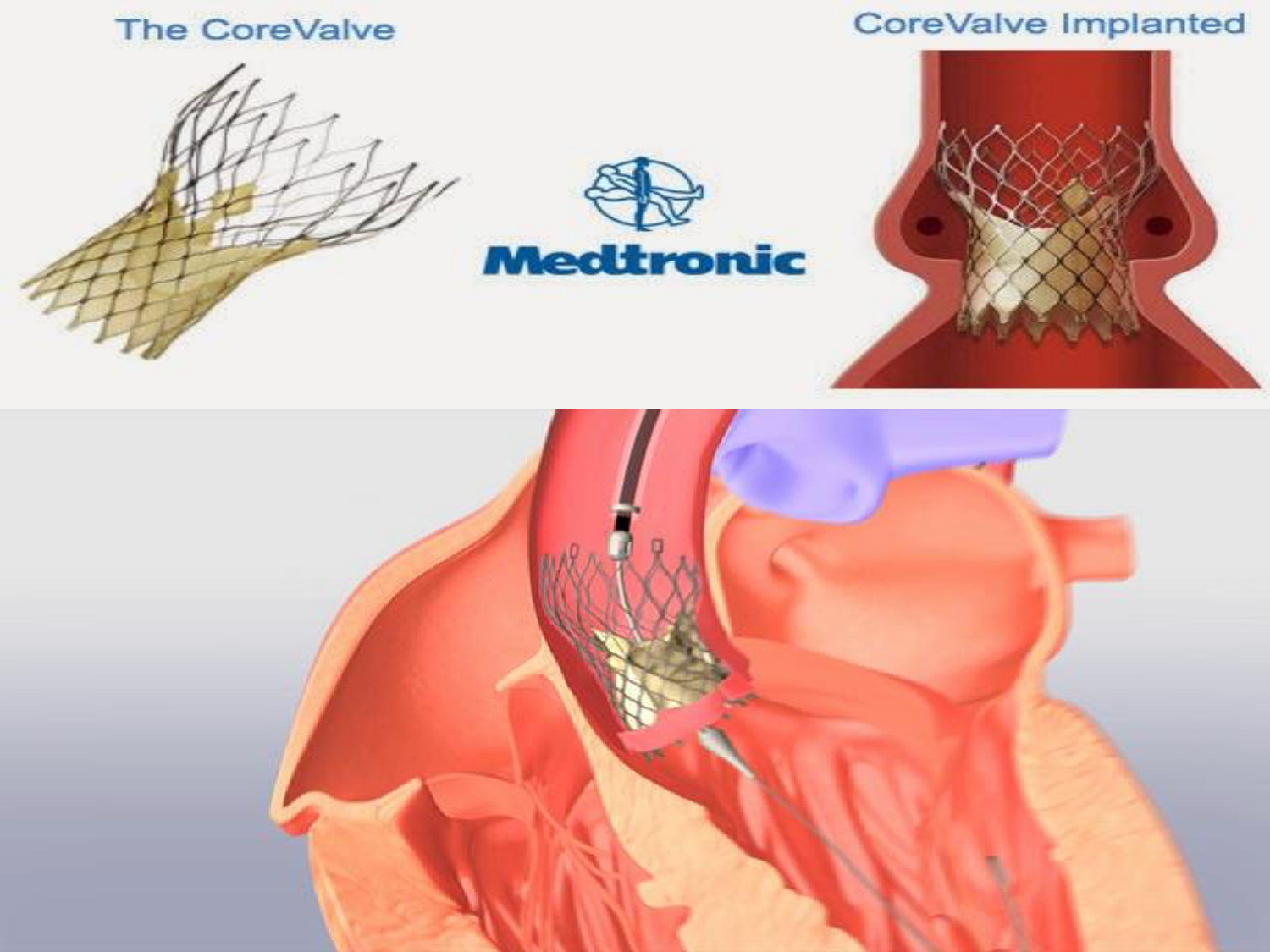The CoreValve

Medtronic

CoreValve Implanted